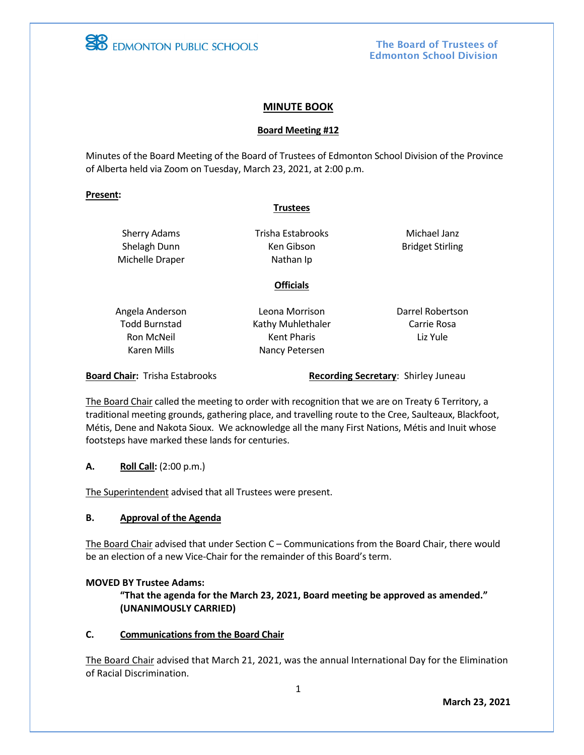EDMONTON PUBLIC SCHOOLS

**The Board of Trustees of Edmonton School Division**

# MINUTE BOOK

## Board Meeting #12

Minutes of the Board Meeting of the Board of Trustees of Edmonton School Division of the Province of Alberta held via Zoom on Tuesday, March 23, 2021, at 2:00 p.m.

**Present:**

**Trustees**

| | | |
|---|---|---|
| Sherry Adams | Trisha Estabrooks | Michael Janz |
| Shelagh Dunn | Ken Gibson | Bridget Stirling |
| Michelle Draper | Nathan Ip | |

**Officials**

| | | |
|---|---|---|
| Angela Anderson | Leona Morrison | Darrel Robertson |
| Todd Burnstad | Kathy Muhlethaler | Carrie Rosa |
| Ron McNeil | Kent Pharis | Liz Yule |
| Karen Mills | Nancy Petersen | |

**Board Chair:** Trisha Estabrooks  **Recording Secretary**: Shirley Juneau

The Board Chair called the meeting to order with recognition that we are on Treaty 6 Territory, a traditional meeting grounds, gathering place, and travelling route to the Cree, Saulteaux, Blackfoot, Métis, Dene and Nakota Sioux. We acknowledge all the many First Nations, Métis and Inuit whose footsteps have marked these lands for centuries.

**A. Roll Call:** (2:00 p.m.)

The Superintendent advised that all Trustees were present.

**B. Approval of the Agenda**

The Board Chair advised that under Section C – Communications from the Board Chair, there would be an election of a new Vice-Chair for the remainder of this Board's term.

**MOVED BY Trustee Adams:**

**"That the agenda for the March 23, 2021, Board meeting be approved as amended." (UNANIMOUSLY CARRIED)**

**C. Communications from the Board Chair**

The Board Chair advised that March 21, 2021, was the annual International Day for the Elimination of Racial Discrimination.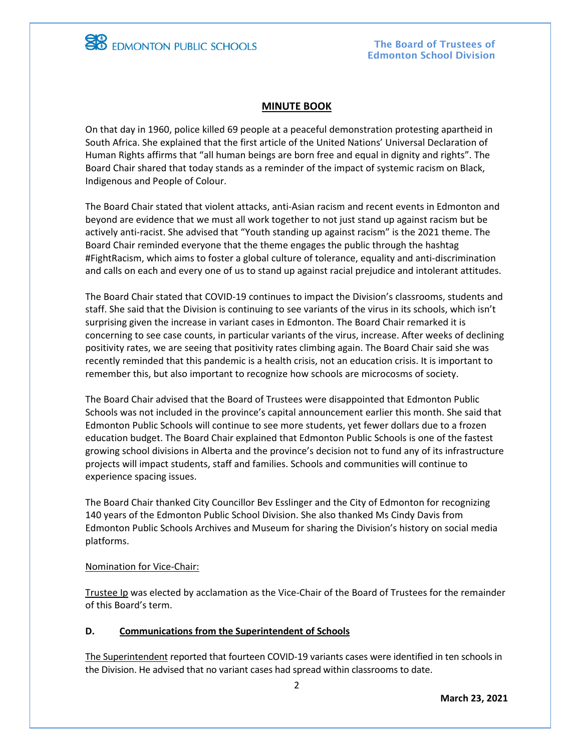## MINUTE BOOK

On that day in 1960, police killed 69 people at a peaceful demonstration protesting apartheid in South Africa. She explained that the first article of the United Nations' Universal Declaration of Human Rights affirms that "all human beings are born free and equal in dignity and rights". The Board Chair shared that today stands as a reminder of the impact of systemic racism on Black, Indigenous and People of Colour.

The Board Chair stated that violent attacks, anti-Asian racism and recent events in Edmonton and beyond are evidence that we must all work together to not just stand up against racism but be actively anti-racist. She advised that "Youth standing up against racism" is the 2021 theme. The Board Chair reminded everyone that the theme engages the public through the hashtag #FightRacism, which aims to foster a global culture of tolerance, equality and anti-discrimination and calls on each and every one of us to stand up against racial prejudice and intolerant attitudes.

The Board Chair stated that COVID-19 continues to impact the Division's classrooms, students and staff. She said that the Division is continuing to see variants of the virus in its schools, which isn't surprising given the increase in variant cases in Edmonton. The Board Chair remarked it is concerning to see case counts, in particular variants of the virus, increase. After weeks of declining positivity rates, we are seeing that positivity rates climbing again. The Board Chair said she was recently reminded that this pandemic is a health crisis, not an education crisis. It is important to remember this, but also important to recognize how schools are microcosms of society.

The Board Chair advised that the Board of Trustees were disappointed that Edmonton Public Schools was not included in the province's capital announcement earlier this month. She said that Edmonton Public Schools will continue to see more students, yet fewer dollars due to a frozen education budget. The Board Chair explained that Edmonton Public Schools is one of the fastest growing school divisions in Alberta and the province's decision not to fund any of its infrastructure projects will impact students, staff and families. Schools and communities will continue to experience spacing issues.

The Board Chair thanked City Councillor Bev Esslinger and the City of Edmonton for recognizing 140 years of the Edmonton Public School Division. She also thanked Ms Cindy Davis from Edmonton Public Schools Archives and Museum for sharing the Division's history on social media platforms.

Nomination for Vice-Chair:

Trustee Ip was elected by acclamation as the Vice-Chair of the Board of Trustees for the remainder of this Board's term.

**D. Communications from the Superintendent of Schools**

The Superintendent reported that fourteen COVID-19 variants cases were identified in ten schools in the Division. He advised that no variant cases had spread within classrooms to date.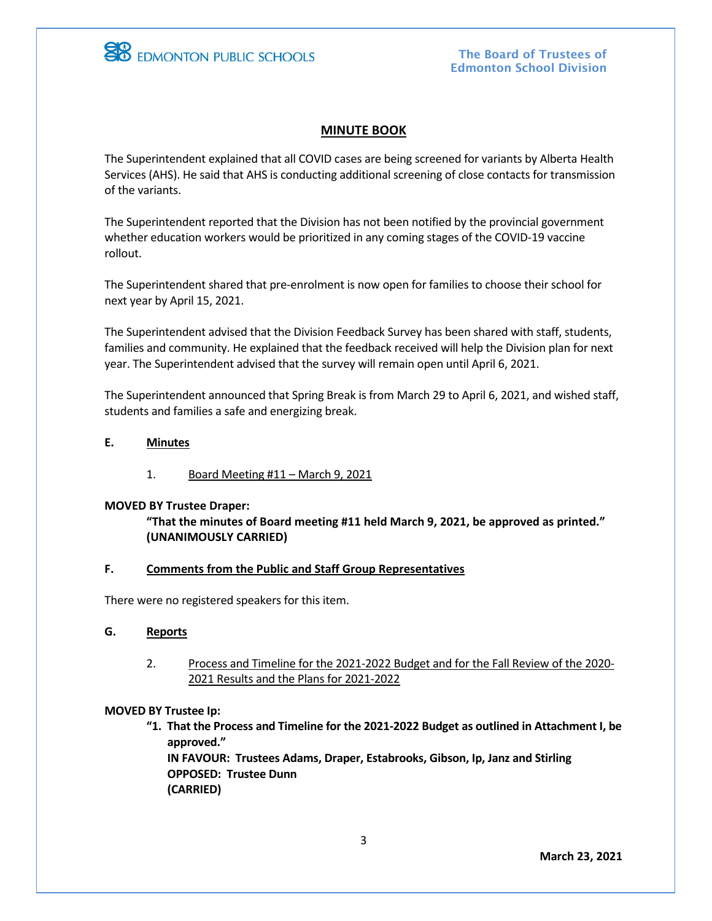## MINUTE BOOK

The Superintendent explained that all COVID cases are being screened for variants by Alberta Health Services (AHS). He said that AHS is conducting additional screening of close contacts for transmission of the variants.

The Superintendent reported that the Division has not been notified by the provincial government whether education workers would be prioritized in any coming stages of the COVID-19 vaccine rollout.

The Superintendent shared that pre-enrolment is now open for families to choose their school for next year by April 15, 2021.

The Superintendent advised that the Division Feedback Survey has been shared with staff, students, families and community. He explained that the feedback received will help the Division plan for next year. The Superintendent advised that the survey will remain open until April 6, 2021.

The Superintendent announced that Spring Break is from March 29 to April 6, 2021, and wished staff, students and families a safe and energizing break.

**E. Minutes**

1. Board Meeting #11 – March 9, 2021

**MOVED BY Trustee Draper:**

**"That the minutes of Board meeting #11 held March 9, 2021, be approved as printed." (UNANIMOUSLY CARRIED)**

**F. Comments from the Public and Staff Group Representatives**

There were no registered speakers for this item.

**G. Reports**

2. Process and Timeline for the 2021-2022 Budget and for the Fall Review of the 2020-2021 Results and the Plans for 2021-2022

**MOVED BY Trustee Ip:**

**"1. That the Process and Timeline for the 2021-2022 Budget as outlined in Attachment I, be approved."**
**IN FAVOUR: Trustees Adams, Draper, Estabrooks, Gibson, Ip, Janz and Stirling**
**OPPOSED: Trustee Dunn**
**(CARRIED)**

**March 23, 2021**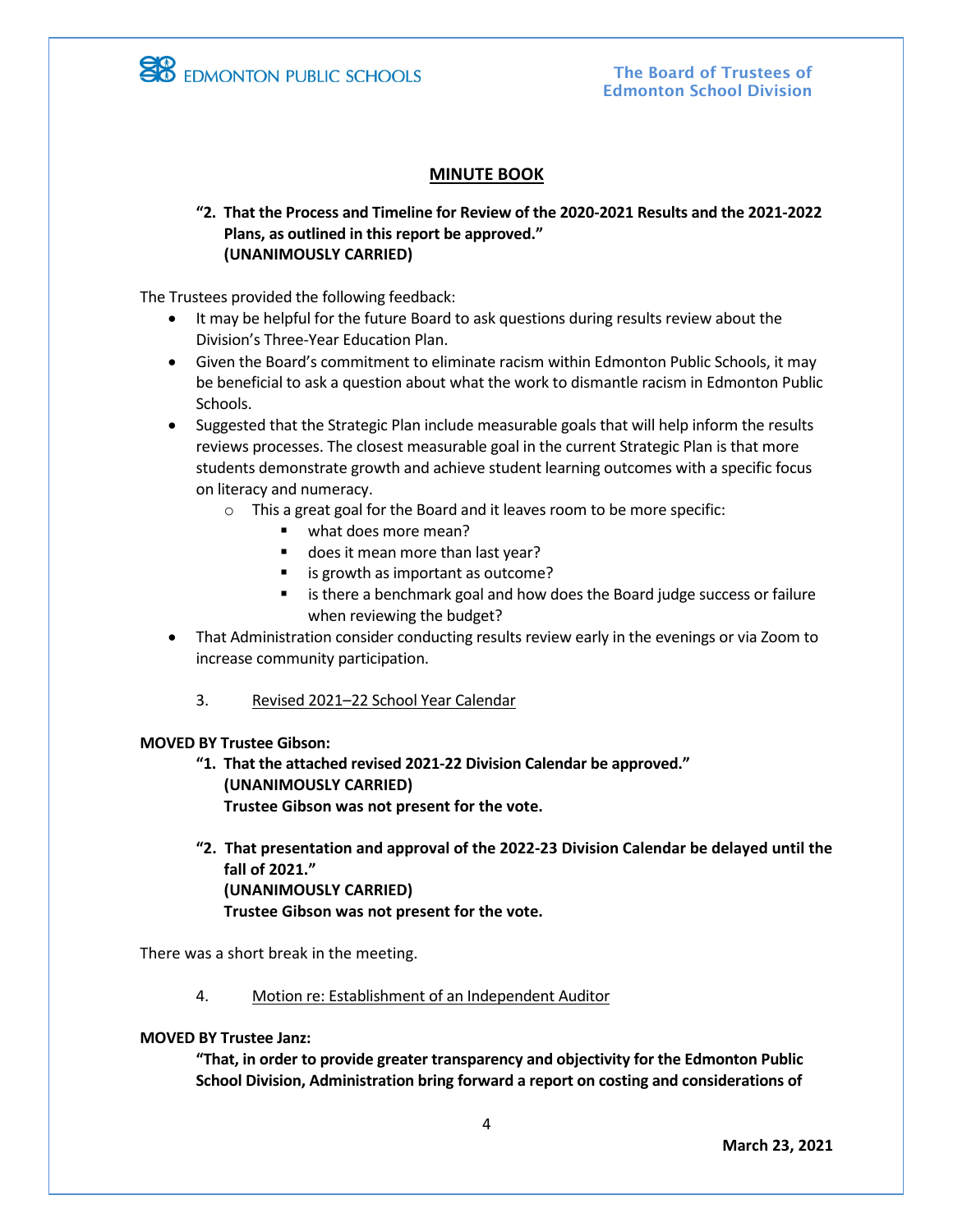## MINUTE BOOK

**"2. That the Process and Timeline for Review of the 2020-2021 Results and the 2021-2022 Plans, as outlined in this report be approved."**
**(UNANIMOUSLY CARRIED)**

The Trustees provided the following feedback:

- It may be helpful for the future Board to ask questions during results review about the Division's Three-Year Education Plan.
- Given the Board's commitment to eliminate racism within Edmonton Public Schools, it may be beneficial to ask a question about what the work to dismantle racism in Edmonton Public Schools.
- Suggested that the Strategic Plan include measurable goals that will help inform the results reviews processes. The closest measurable goal in the current Strategic Plan is that more students demonstrate growth and achieve student learning outcomes with a specific focus on literacy and numeracy.
  - This a great goal for the Board and it leaves room to be more specific:
    - what does more mean?
    - does it mean more than last year?
    - is growth as important as outcome?
    - is there a benchmark goal and how does the Board judge success or failure when reviewing the budget?
- That Administration consider conducting results review early in the evenings or via Zoom to increase community participation.

3. Revised 2021–22 School Year Calendar

**MOVED BY Trustee Gibson:**

**"1. That the attached revised 2021-22 Division Calendar be approved."**
**(UNANIMOUSLY CARRIED)**
**Trustee Gibson was not present for the vote.**

**"2. That presentation and approval of the 2022-23 Division Calendar be delayed until the fall of 2021."**
**(UNANIMOUSLY CARRIED)**
**Trustee Gibson was not present for the vote.**

There was a short break in the meeting.

4. Motion re: Establishment of an Independent Auditor

**MOVED BY Trustee Janz:**

**"That, in order to provide greater transparency and objectivity for the Edmonton Public School Division, Administration bring forward a report on costing and considerations of**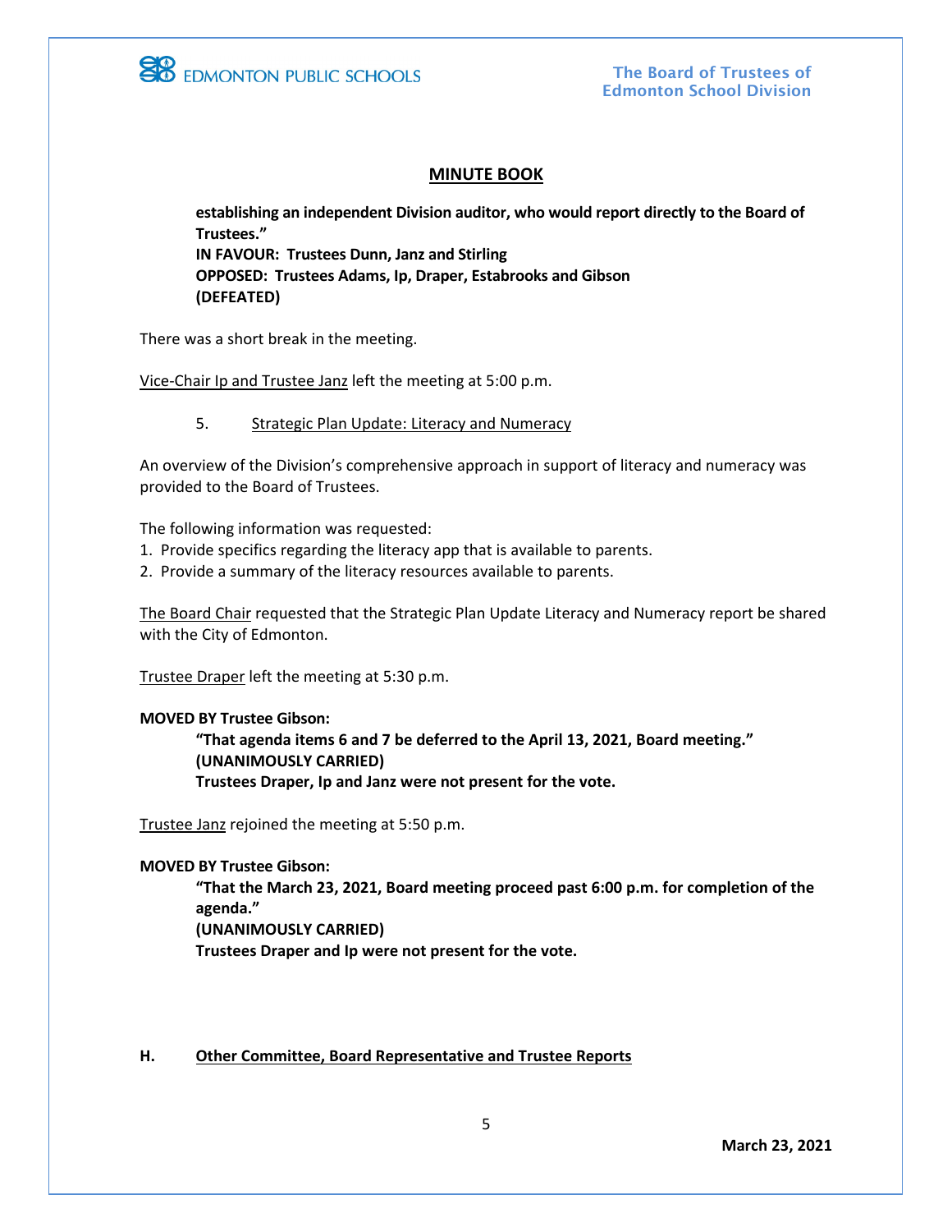**establishing an independent Division auditor, who would report directly to the Board of Trustees."**
**IN FAVOUR: Trustees Dunn, Janz and Stirling**
**OPPOSED: Trustees Adams, Ip, Draper, Estabrooks and Gibson**
**(DEFEATED)**

There was a short break in the meeting.

Vice-Chair Ip and Trustee Janz left the meeting at 5:00 p.m.

5. Strategic Plan Update: Literacy and Numeracy

An overview of the Division's comprehensive approach in support of literacy and numeracy was provided to the Board of Trustees.

The following information was requested:
1. Provide specifics regarding the literacy app that is available to parents.
2. Provide a summary of the literacy resources available to parents.

The Board Chair requested that the Strategic Plan Update Literacy and Numeracy report be shared with the City of Edmonton.

Trustee Draper left the meeting at 5:30 p.m.

**MOVED BY Trustee Gibson:**
**"That agenda items 6 and 7 be deferred to the April 13, 2021, Board meeting."**
**(UNANIMOUSLY CARRIED)**
**Trustees Draper, Ip and Janz were not present for the vote.**

Trustee Janz rejoined the meeting at 5:50 p.m.

**MOVED BY Trustee Gibson:**
**"That the March 23, 2021, Board meeting proceed past 6:00 p.m. for completion of the agenda."**
**(UNANIMOUSLY CARRIED)**
**Trustees Draper and Ip were not present for the vote.**

## H. Other Committee, Board Representative and Trustee Reports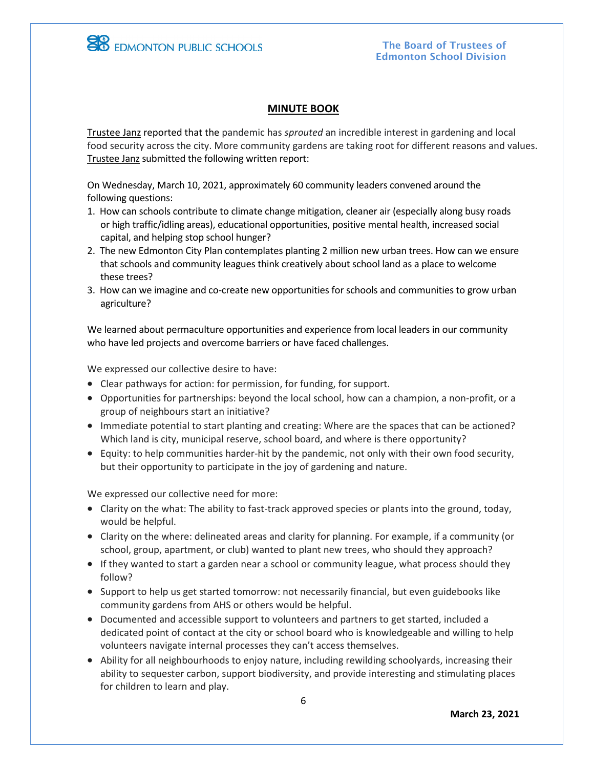## MINUTE BOOK

Trustee Janz reported that the pandemic has *sprouted* an incredible interest in gardening and local food security across the city. More community gardens are taking root for different reasons and values. Trustee Janz submitted the following written report:

On Wednesday, March 10, 2021, approximately 60 community leaders convened around the following questions:

1. How can schools contribute to climate change mitigation, cleaner air (especially along busy roads or high traffic/idling areas), educational opportunities, positive mental health, increased social capital, and helping stop school hunger?
2. The new Edmonton City Plan contemplates planting 2 million new urban trees. How can we ensure that schools and community leagues think creatively about school land as a place to welcome these trees?
3. How can we imagine and co-create new opportunities for schools and communities to grow urban agriculture?

We learned about permaculture opportunities and experience from local leaders in our community who have led projects and overcome barriers or have faced challenges.

We expressed our collective desire to have:

- Clear pathways for action: for permission, for funding, for support.
- Opportunities for partnerships: beyond the local school, how can a champion, a non-profit, or a group of neighbours start an initiative?
- Immediate potential to start planting and creating: Where are the spaces that can be actioned? Which land is city, municipal reserve, school board, and where is there opportunity?
- Equity: to help communities harder-hit by the pandemic, not only with their own food security, but their opportunity to participate in the joy of gardening and nature.

We expressed our collective need for more:

- Clarity on the what: The ability to fast-track approved species or plants into the ground, today, would be helpful.
- Clarity on the where: delineated areas and clarity for planning. For example, if a community (or school, group, apartment, or club) wanted to plant new trees, who should they approach?
- If they wanted to start a garden near a school or community league, what process should they follow?
- Support to help us get started tomorrow: not necessarily financial, but even guidebooks like community gardens from AHS or others would be helpful.
- Documented and accessible support to volunteers and partners to get started, included a dedicated point of contact at the city or school board who is knowledgeable and willing to help volunteers navigate internal processes they can't access themselves.
- Ability for all neighbourhoods to enjoy nature, including rewilding schoolyards, increasing their ability to sequester carbon, support biodiversity, and provide interesting and stimulating places for children to learn and play.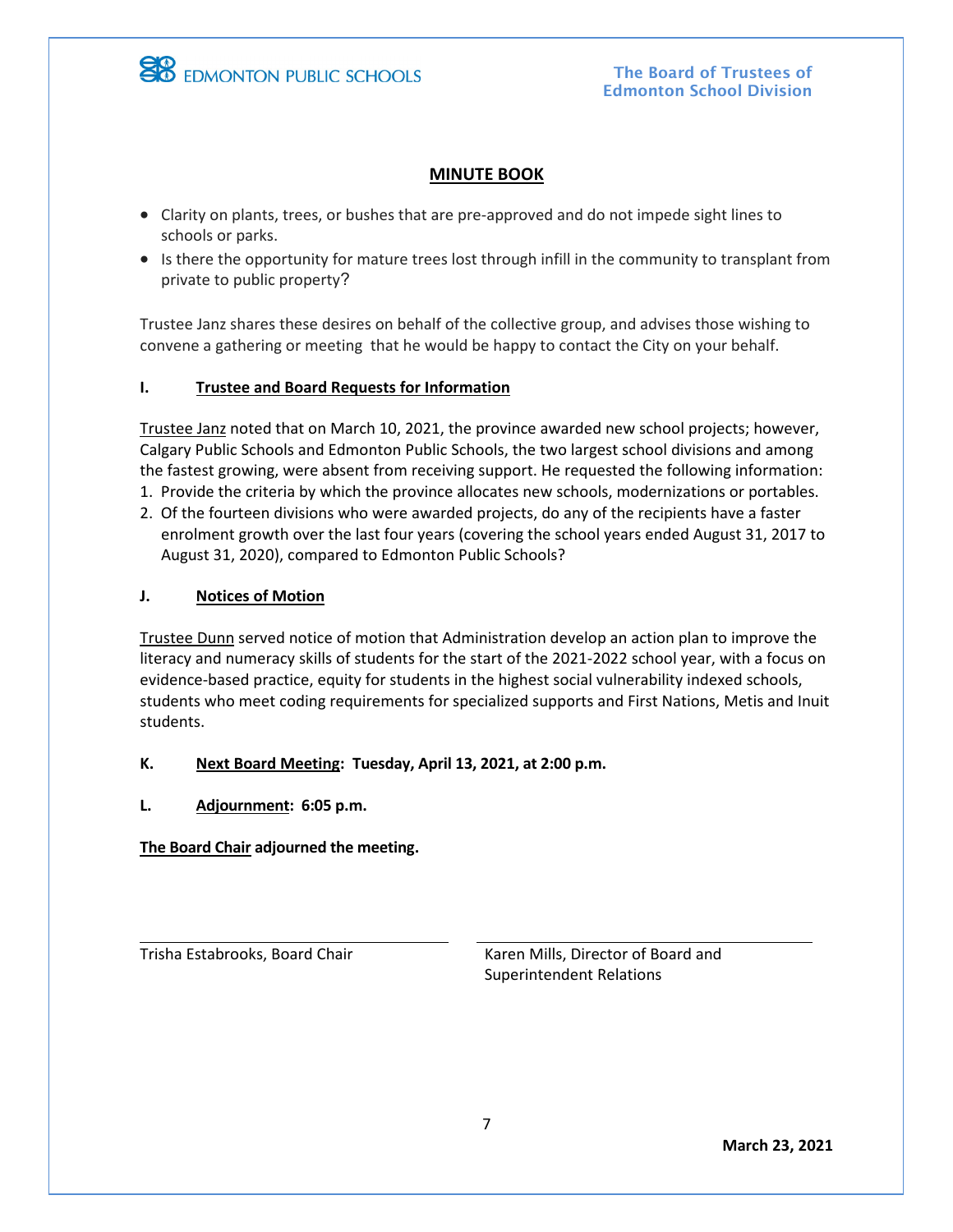- Clarity on plants, trees, or bushes that are pre-approved and do not impede sight lines to schools or parks.
- Is there the opportunity for mature trees lost through infill in the community to transplant from private to public property?

Trustee Janz shares these desires on behalf of the collective group, and advises those wishing to convene a gathering or meeting that he would be happy to contact the City on your behalf.

**I. Trustee and Board Requests for Information**

Trustee Janz noted that on March 10, 2021, the province awarded new school projects; however, Calgary Public Schools and Edmonton Public Schools, the two largest school divisions and among the fastest growing, were absent from receiving support. He requested the following information:

1. Provide the criteria by which the province allocates new schools, modernizations or portables.
2. Of the fourteen divisions who were awarded projects, do any of the recipients have a faster enrolment growth over the last four years (covering the school years ended August 31, 2017 to August 31, 2020), compared to Edmonton Public Schools?

**J. Notices of Motion**

Trustee Dunn served notice of motion that Administration develop an action plan to improve the literacy and numeracy skills of students for the start of the 2021-2022 school year, with a focus on evidence-based practice, equity for students in the highest social vulnerability indexed schools, students who meet coding requirements for specialized supports and First Nations, Metis and Inuit students.

**K. Next Board Meeting: Tuesday, April 13, 2021, at 2:00 p.m.**

**L. Adjournment: 6:05 p.m.**

**The Board Chair adjourned the meeting.**

Trisha Estabrooks, Board Chair

Karen Mills, Director of Board and Superintendent Relations